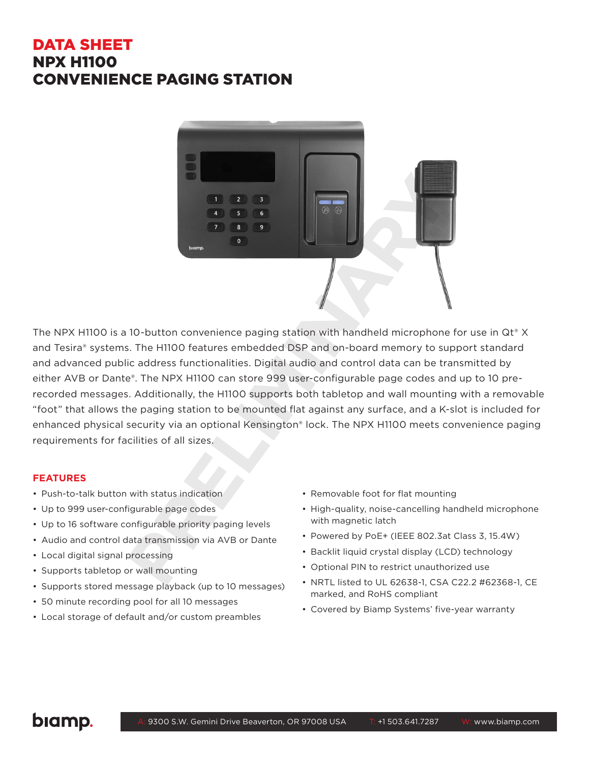# DATA SHEET
# NPX H1100
# CONVENIENCE PAGING STATION

The NPX H1100 is a 10-button convenience paging station with handheld microphone for use in Qt® X and Tesira® systems. The H1100 features embedded DSP and on-board memory to support standard and advanced public address functionalities. Digital audio and control data can be transmitted by either AVB or Dante®. The NPX H1100 can store 999 user-configurable page codes and up to 10 pre-recorded messages. Additionally, the H1100 supports both tabletop and wall mounting with a removable "foot" that allows the paging station to be mounted flat against any surface, and a K-slot is included for enhanced physical security via an optional Kensington® lock. The NPX H1100 meets convenience paging requirements for facilities of all sizes.

## FEATURES

- Push-to-talk button with status indication
- Up to 999 user-configurable page codes
- Up to 16 software configurable priority paging levels
- Audio and control data transmission via AVB or Dante
- Local digital signal processing
- Supports tabletop or wall mounting
- Supports stored message playback (up to 10 messages)
- 50 minute recording pool for all 10 messages
- Local storage of default and/or custom preambles
- Removable foot for flat mounting
- High-quality, noise-cancelling handheld microphone with magnetic latch
- Powered by PoE+ (IEEE 802.3at Class 3, 15.4W)
- Backlit liquid crystal display (LCD) technology
- Optional PIN to restrict unauthorized use
- NRTL listed to UL 62638-1, CSA C22.2 #62368-1, CE marked, and RoHS compliant
- Covered by Biamp Systems' five-year warranty

biamp.

A: 9300 S.W. Gemini Drive Beaverton, OR 97008 USA T: +1 503.641.7287 W: www.biamp.com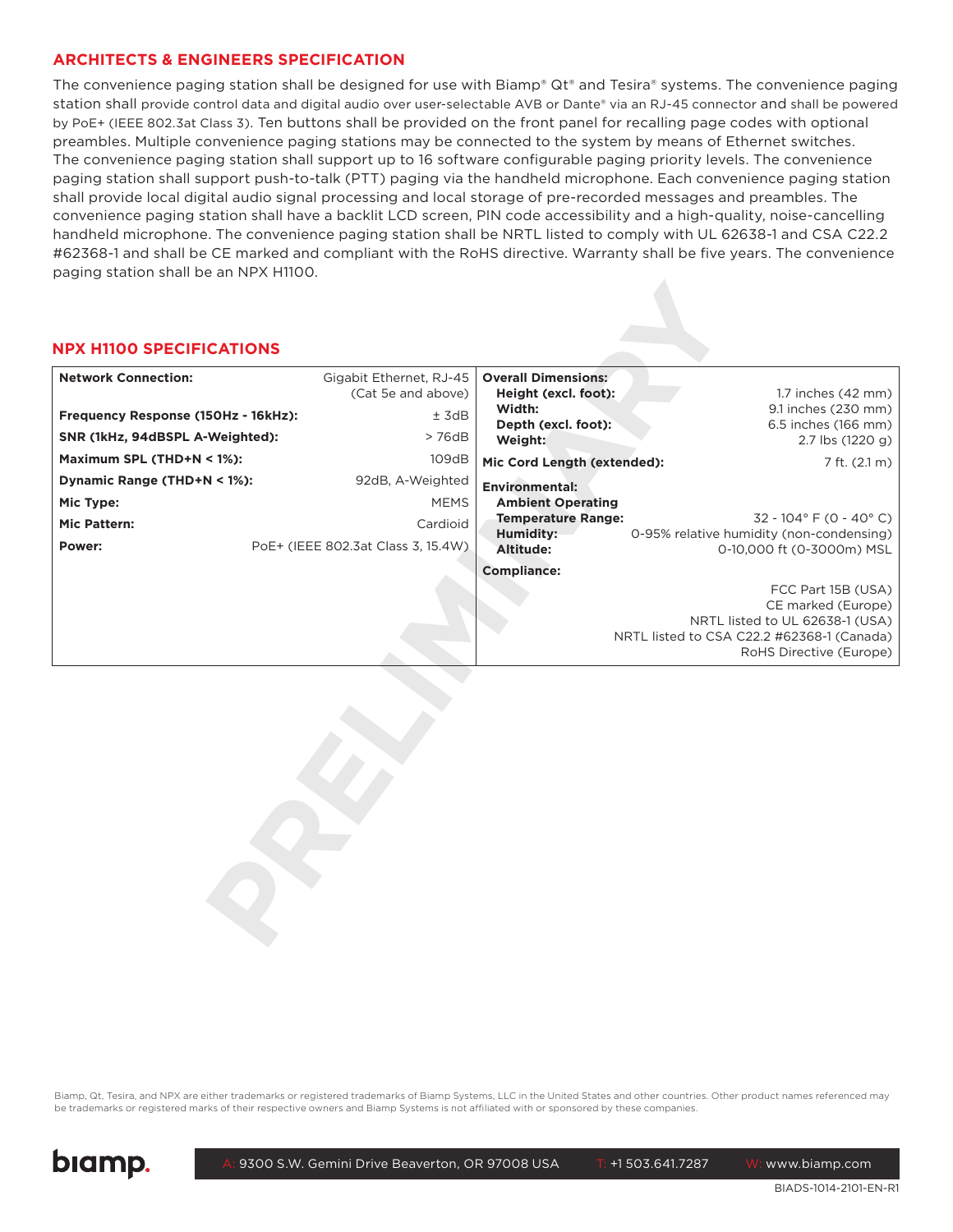## ARCHITECTS & ENGINEERS SPECIFICATION

The convenience paging station shall be designed for use with Biamp® Qt® and Tesira® systems. The convenience paging station shall provide control data and digital audio over user-selectable AVB or Dante® via an RJ-45 connector and shall be powered by PoE+ (IEEE 802.3at Class 3). Ten buttons shall be provided on the front panel for recalling page codes with optional preambles. Multiple convenience paging stations may be connected to the system by means of Ethernet switches. The convenience paging station shall support up to 16 software configurable paging priority levels. The convenience paging station shall support push-to-talk (PTT) paging via the handheld microphone. Each convenience paging station shall provide local digital audio signal processing and local storage of pre-recorded messages and preambles. The convenience paging station shall have a backlit LCD screen, PIN code accessibility and a high-quality, noise-cancelling handheld microphone. The convenience paging station shall be NRTL listed to comply with UL 62638-1 and CSA C22.2 #62368-1 and shall be CE marked and compliant with the RoHS directive. Warranty shall be five years. The convenience paging station shall be an NPX H1100.

## NPX H1100 SPECIFICATIONS

| | |
|---|---|
| **Network Connection:** | Gigabit Ethernet, RJ-45 (Cat 5e and above) |
| **Frequency Response (150Hz - 16kHz):** | ± 3dB |
| **SNR (1kHz, 94dBSPL A-Weighted):** | > 76dB |
| **Maximum SPL (THD+N < 1%):** | 109dB |
| **Dynamic Range (THD+N < 1%):** | 92dB, A-Weighted |
| **Mic Type:** | MEMS |
| **Mic Pattern:** | Cardioid |
| **Power:** | PoE+ (IEEE 802.3at Class 3, 15.4W) |

| | |
|---|---|
| **Overall Dimensions:** | |
| **Height (excl. foot):** | 1.7 inches (42 mm) |
| **Width:** | 9.1 inches (230 mm) |
| **Depth (excl. foot):** | 6.5 inches (166 mm) |
| **Weight:** | 2.7 lbs (1220 g) |
| **Mic Cord Length (extended):** | 7 ft. (2.1 m) |
| **Environmental:** | |
| **Ambient Operating Temperature Range:** | 32 - 104° F (0 - 40° C) |
| **Humidity:** | 0-95% relative humidity (non-condensing) |
| **Altitude:** | 0-10,000 ft (0-3000m) MSL |
| **Compliance:** | FCC Part 15B (USA)<br>CE marked (Europe)<br>NRTL listed to UL 62638-1 (USA)<br>NRTL listed to CSA C22.2 #62368-1 (Canada)<br>RoHS Directive (Europe) |

Biamp, Qt, Tesira, and NPX are either trademarks or registered trademarks of Biamp Systems, LLC in the United States and other countries. Other product names referenced may be trademarks or registered marks of their respective owners and Biamp Systems is not affiliated with or sponsored by these companies.

biamp.

A: 9300 S.W. Gemini Drive Beaverton, OR 97008 USA T: +1 503.641.7287 W: www.biamp.com

BIADS-1014-2101-EN-R1